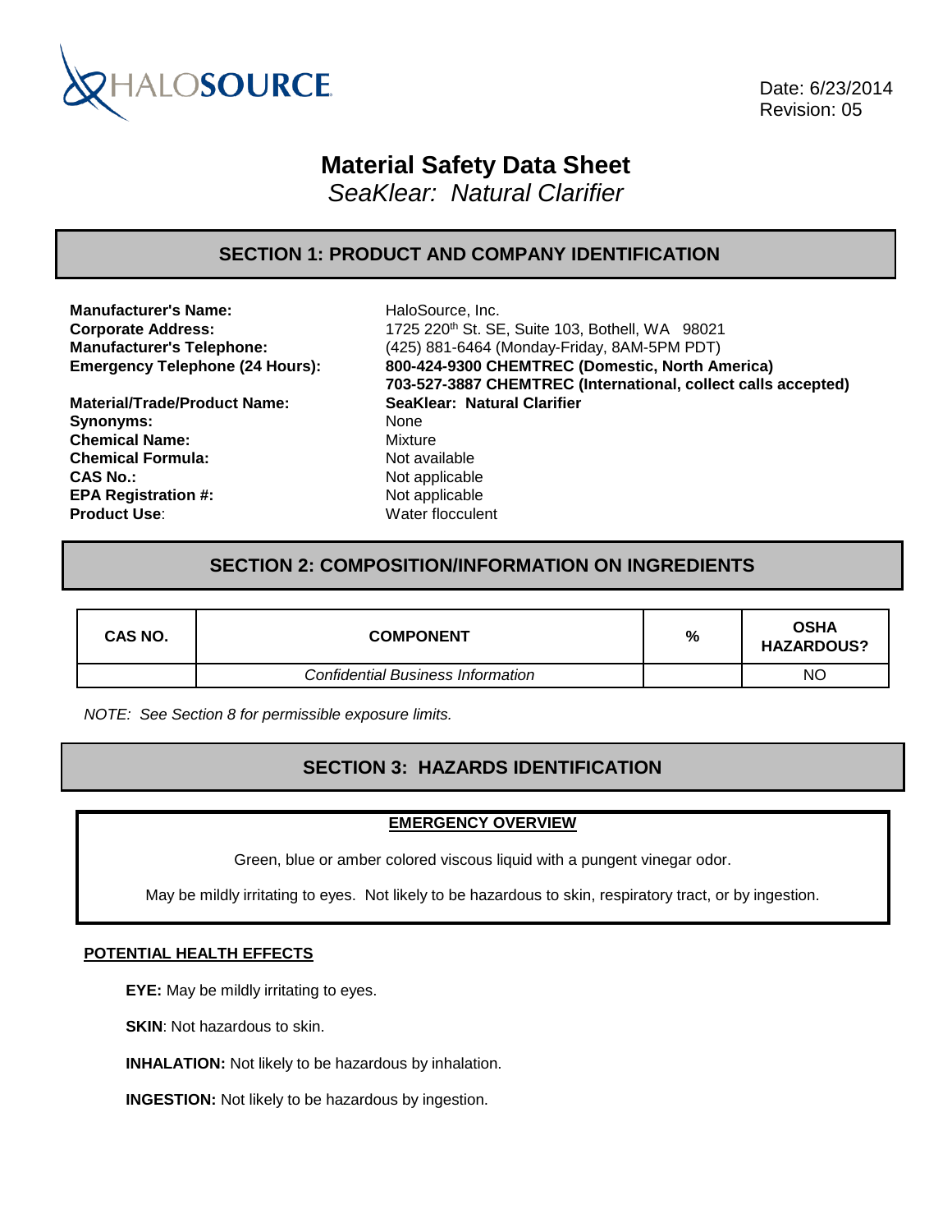HALOSOURCE

Date: 6/23/2014
Revision: 05

# Material Safety Data Sheet

*SeaKlear: Natural Clarifier*

## SECTION 1: PRODUCT AND COMPANY IDENTIFICATION

**Manufacturer's Name:** HaloSource, Inc.
**Corporate Address:** 1725 220th St. SE, Suite 103, Bothell, WA 98021
**Manufacturer's Telephone:** (425) 881-6464 (Monday-Friday, 8AM-5PM PDT)
**Emergency Telephone (24 Hours):** **800-424-9300 CHEMTREC (Domestic, North America)**
**703-527-3887 CHEMTREC (International, collect calls accepted)**
**Material/Trade/Product Name:** **SeaKlear: Natural Clarifier**
**Synonyms:** None
**Chemical Name:** Mixture
**Chemical Formula:** Not available
**CAS No.:** Not applicable
**EPA Registration #:** Not applicable
**Product Use**: Water flocculent

## SECTION 2: COMPOSITION/INFORMATION ON INGREDIENTS

| CAS NO. | COMPONENT | % | OSHA HAZARDOUS? |
|---|---|---|---|
| | *Confidential Business Information* | | NO |

*NOTE: See Section 8 for permissible exposure limits.*

## SECTION 3: HAZARDS IDENTIFICATION

**EMERGENCY OVERVIEW**

Green, blue or amber colored viscous liquid with a pungent vinegar odor.

May be mildly irritating to eyes. Not likely to be hazardous to skin, respiratory tract, or by ingestion.

**POTENTIAL HEALTH EFFECTS**

**EYE:** May be mildly irritating to eyes.

**SKIN**: Not hazardous to skin.

**INHALATION:** Not likely to be hazardous by inhalation.

**INGESTION:** Not likely to be hazardous by ingestion.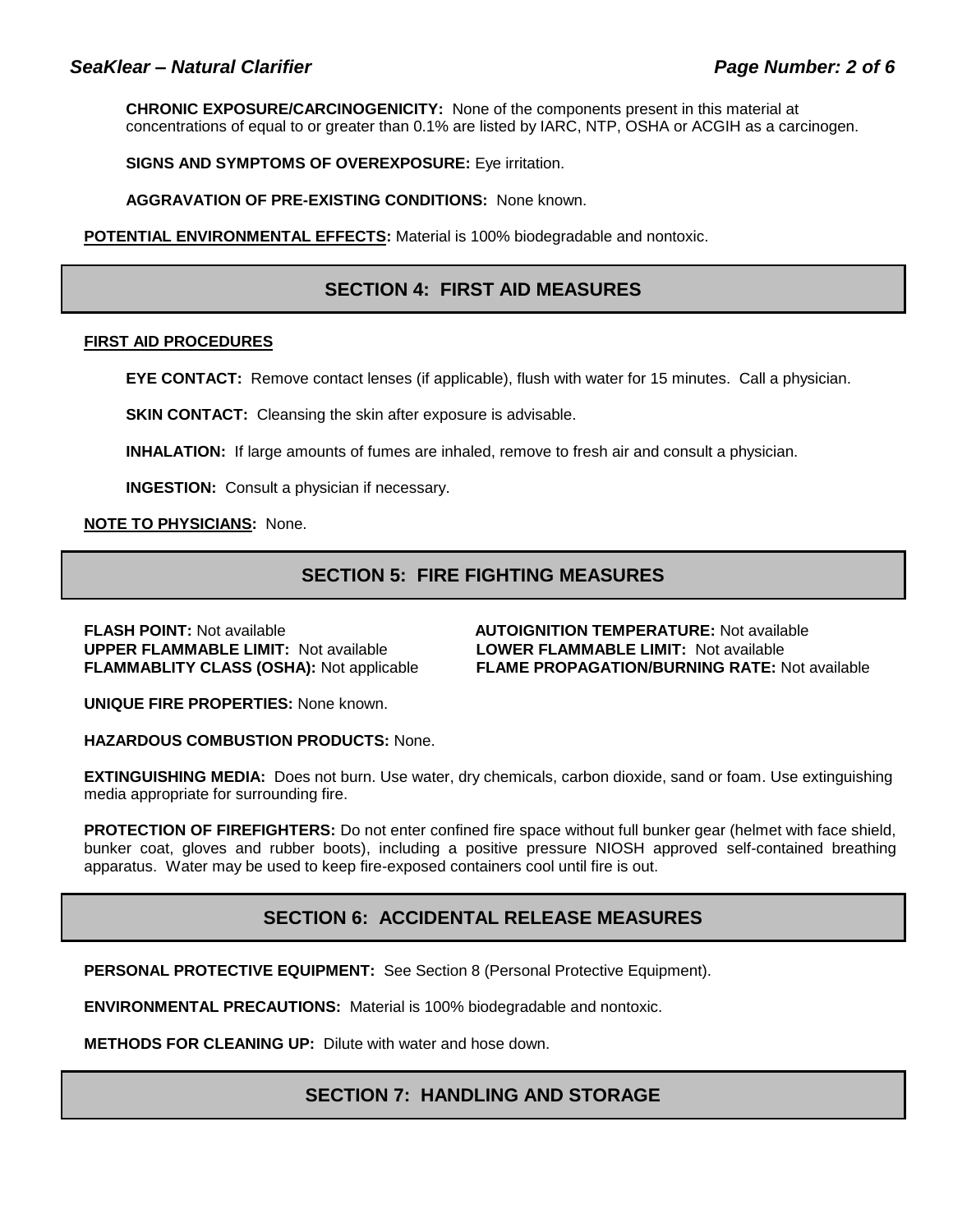**CHRONIC EXPOSURE/CARCINOGENICITY:** None of the components present in this material at concentrations of equal to or greater than 0.1% are listed by IARC, NTP, OSHA or ACGIH as a carcinogen.

**SIGNS AND SYMPTOMS OF OVEREXPOSURE:** Eye irritation.

**AGGRAVATION OF PRE-EXISTING CONDITIONS:** None known.

**POTENTIAL ENVIRONMENTAL EFFECTS:** Material is 100% biodegradable and nontoxic.

## SECTION 4: FIRST AID MEASURES

**FIRST AID PROCEDURES**

**EYE CONTACT:** Remove contact lenses (if applicable), flush with water for 15 minutes. Call a physician.

**SKIN CONTACT:** Cleansing the skin after exposure is advisable.

**INHALATION:** If large amounts of fumes are inhaled, remove to fresh air and consult a physician.

**INGESTION:** Consult a physician if necessary.

**NOTE TO PHYSICIANS:** None.

## SECTION 5: FIRE FIGHTING MEASURES

**FLASH POINT:** Not available
**AUTOIGNITION TEMPERATURE:** Not available
**UPPER FLAMMABLE LIMIT:** Not available
**LOWER FLAMMABLE LIMIT:** Not available
**FLAMMABLITY CLASS (OSHA):** Not applicable
**FLAME PROPAGATION/BURNING RATE:** Not available

**UNIQUE FIRE PROPERTIES:** None known.

**HAZARDOUS COMBUSTION PRODUCTS:** None.

**EXTINGUISHING MEDIA:** Does not burn. Use water, dry chemicals, carbon dioxide, sand or foam. Use extinguishing media appropriate for surrounding fire.

**PROTECTION OF FIREFIGHTERS:** Do not enter confined fire space without full bunker gear (helmet with face shield, bunker coat, gloves and rubber boots), including a positive pressure NIOSH approved self-contained breathing apparatus. Water may be used to keep fire-exposed containers cool until fire is out.

## SECTION 6: ACCIDENTAL RELEASE MEASURES

**PERSONAL PROTECTIVE EQUIPMENT:** See Section 8 (Personal Protective Equipment).

**ENVIRONMENTAL PRECAUTIONS:** Material is 100% biodegradable and nontoxic.

**METHODS FOR CLEANING UP:** Dilute with water and hose down.

## SECTION 7: HANDLING AND STORAGE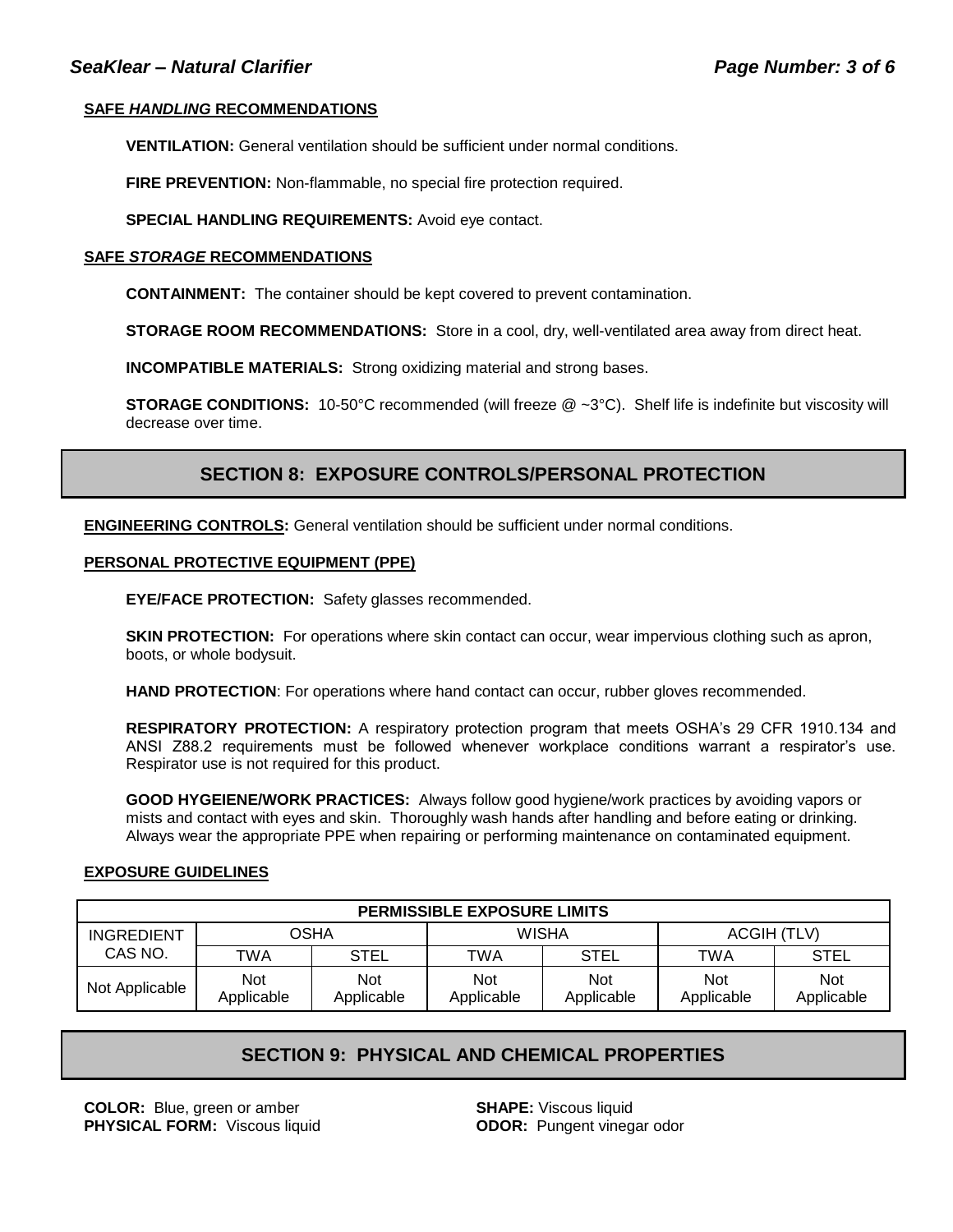**SAFE *HANDLING* RECOMMENDATIONS**

**VENTILATION:** General ventilation should be sufficient under normal conditions.

**FIRE PREVENTION:** Non-flammable, no special fire protection required.

**SPECIAL HANDLING REQUIREMENTS:** Avoid eye contact.

**SAFE *STORAGE* RECOMMENDATIONS**

**CONTAINMENT:** The container should be kept covered to prevent contamination.

**STORAGE ROOM RECOMMENDATIONS:** Store in a cool, dry, well-ventilated area away from direct heat.

**INCOMPATIBLE MATERIALS:** Strong oxidizing material and strong bases.

**STORAGE CONDITIONS:** 10-50°C recommended (will freeze @ ~3°C). Shelf life is indefinite but viscosity will decrease over time.

## SECTION 8: EXPOSURE CONTROLS/PERSONAL PROTECTION

**ENGINEERING CONTROLS:** General ventilation should be sufficient under normal conditions.

**PERSONAL PROTECTIVE EQUIPMENT (PPE)**

**EYE/FACE PROTECTION:** Safety glasses recommended.

**SKIN PROTECTION:** For operations where skin contact can occur, wear impervious clothing such as apron, boots, or whole bodysuit.

**HAND PROTECTION**: For operations where hand contact can occur, rubber gloves recommended.

**RESPIRATORY PROTECTION:** A respiratory protection program that meets OSHA's 29 CFR 1910.134 and ANSI Z88.2 requirements must be followed whenever workplace conditions warrant a respirator's use. Respirator use is not required for this product.

**GOOD HYGEIENE/WORK PRACTICES:** Always follow good hygiene/work practices by avoiding vapors or mists and contact with eyes and skin. Thoroughly wash hands after handling and before eating or drinking. Always wear the appropriate PPE when repairing or performing maintenance on contaminated equipment.

**EXPOSURE GUIDELINES**

| PERMISSIBLE EXPOSURE LIMITS | | | | | | |
|---|---|---|---|---|---|---|
| INGREDIENT CAS NO. | OSHA | | WISHA | | ACGIH (TLV) | |
| | TWA | STEL | TWA | STEL | TWA | STEL |
| Not Applicable | Not Applicable | Not Applicable | Not Applicable | Not Applicable | Not Applicable | Not Applicable |

## SECTION 9: PHYSICAL AND CHEMICAL PROPERTIES

**COLOR:** Blue, green or amber
**PHYSICAL FORM:** Viscous liquid
**SHAPE:** Viscous liquid
**ODOR:** Pungent vinegar odor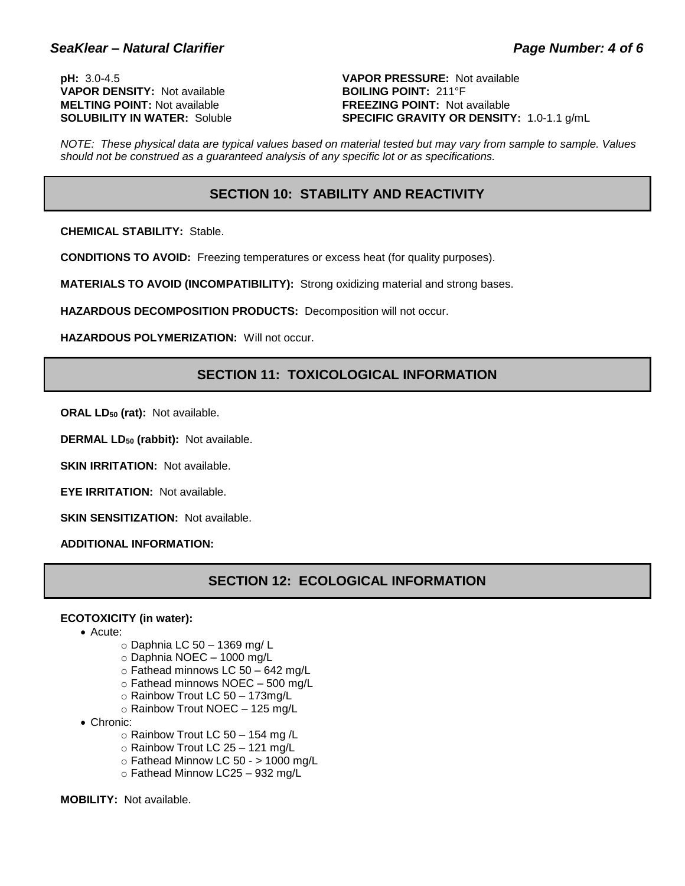**pH:** 3.0-4.5

**VAPOR DENSITY:** Not available

**MELTING POINT:** Not available

**SOLUBILITY IN WATER:** Soluble

**VAPOR PRESSURE:** Not available

**BOILING POINT:** 211°F

**FREEZING POINT:** Not available

**SPECIFIC GRAVITY OR DENSITY:** 1.0-1.1 g/mL

*NOTE: These physical data are typical values based on material tested but may vary from sample to sample. Values should not be construed as a guaranteed analysis of any specific lot or as specifications.*

## SECTION 10: STABILITY AND REACTIVITY

**CHEMICAL STABILITY:** Stable.

**CONDITIONS TO AVOID:** Freezing temperatures or excess heat (for quality purposes).

**MATERIALS TO AVOID (INCOMPATIBILITY):** Strong oxidizing material and strong bases.

**HAZARDOUS DECOMPOSITION PRODUCTS:** Decomposition will not occur.

**HAZARDOUS POLYMERIZATION:** Will not occur.

## SECTION 11: TOXICOLOGICAL INFORMATION

**ORAL $LD_{50}$ (rat):** Not available.

**DERMAL $LD_{50}$ (rabbit):** Not available.

**SKIN IRRITATION:** Not available.

**EYE IRRITATION:** Not available.

**SKIN SENSITIZATION:** Not available.

**ADDITIONAL INFORMATION:**

## SECTION 12: ECOLOGICAL INFORMATION

**ECOTOXICITY (in water):**

- Acute:
  - Daphnia LC 50 – 1369 mg/ L
  - Daphnia NOEC – 1000 mg/L
  - Fathead minnows LC 50 – 642 mg/L
  - Fathead minnows NOEC – 500 mg/L
  - Rainbow Trout LC 50 – 173mg/L
  - Rainbow Trout NOEC – 125 mg/L
- Chronic:
  - Rainbow Trout LC 50 – 154 mg /L
  - Rainbow Trout LC 25 – 121 mg/L
  - Fathead Minnow LC 50 - > 1000 mg/L
  - Fathead Minnow LC25 – 932 mg/L

**MOBILITY:** Not available.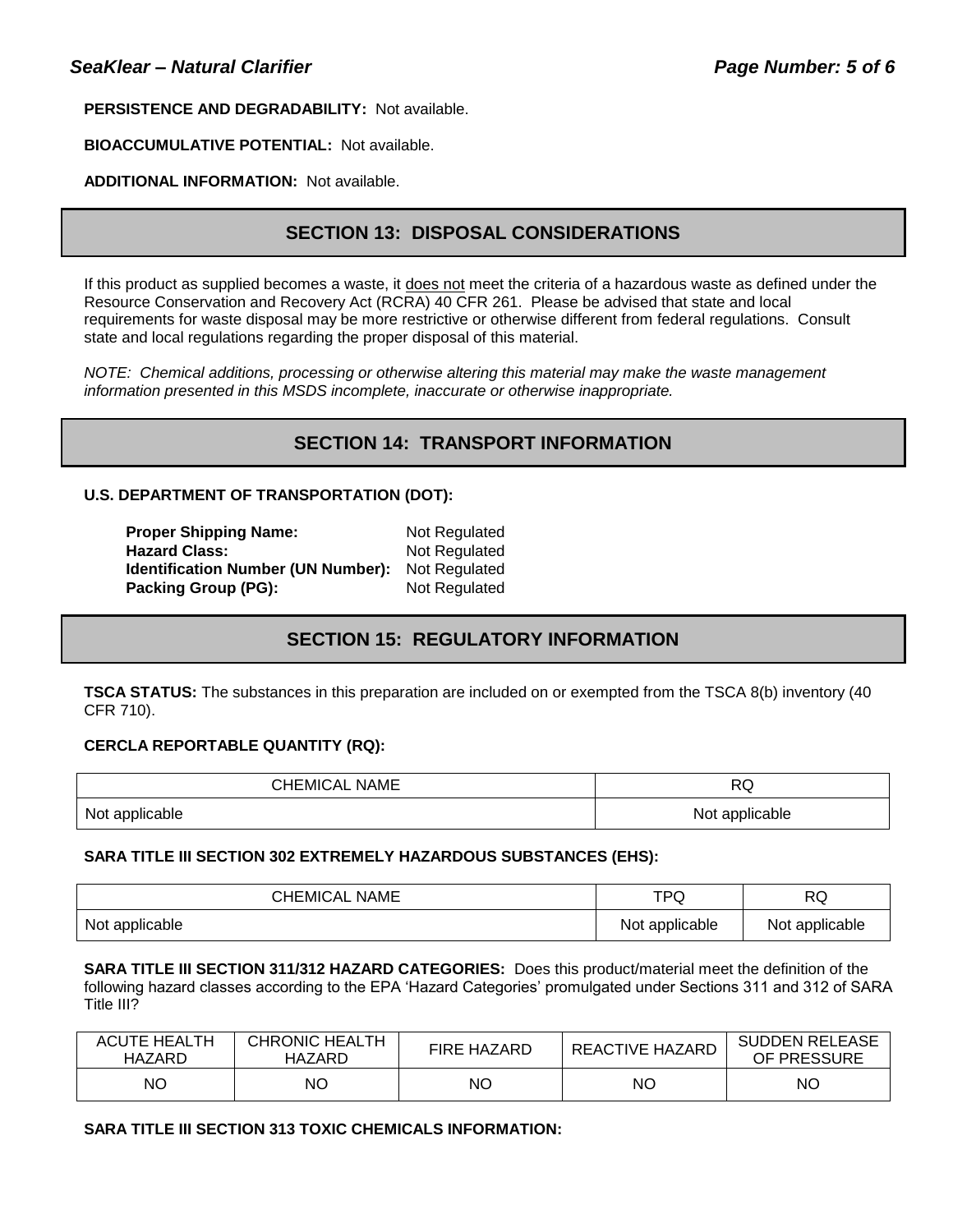**PERSISTENCE AND DEGRADABILITY:** Not available.

**BIOACCUMULATIVE POTENTIAL:** Not available.

**ADDITIONAL INFORMATION:** Not available.

## SECTION 13: DISPOSAL CONSIDERATIONS

If this product as supplied becomes a waste, it does not meet the criteria of a hazardous waste as defined under the Resource Conservation and Recovery Act (RCRA) 40 CFR 261. Please be advised that state and local requirements for waste disposal may be more restrictive or otherwise different from federal regulations. Consult state and local regulations regarding the proper disposal of this material.

*NOTE: Chemical additions, processing or otherwise altering this material may make the waste management information presented in this MSDS incomplete, inaccurate or otherwise inappropriate.*

## SECTION 14: TRANSPORT INFORMATION

**U.S. DEPARTMENT OF TRANSPORTATION (DOT):**

**Proper Shipping Name:** Not Regulated
**Hazard Class:** Not Regulated
**Identification Number (UN Number):** Not Regulated
**Packing Group (PG):** Not Regulated

## SECTION 15: REGULATORY INFORMATION

**TSCA STATUS:** The substances in this preparation are included on or exempted from the TSCA 8(b) inventory (40 CFR 710).

**CERCLA REPORTABLE QUANTITY (RQ):**

| CHEMICAL NAME | RQ |
|---|---|
| Not applicable | Not applicable |

**SARA TITLE III SECTION 302 EXTREMELY HAZARDOUS SUBSTANCES (EHS):**

| CHEMICAL NAME | TPQ | RQ |
|---|---|---|
| Not applicable | Not applicable | Not applicable |

**SARA TITLE III SECTION 311/312 HAZARD CATEGORIES:** Does this product/material meet the definition of the following hazard classes according to the EPA 'Hazard Categories' promulgated under Sections 311 and 312 of SARA Title III?

| ACUTE HEALTH HAZARD | CHRONIC HEALTH HAZARD | FIRE HAZARD | REACTIVE HAZARD | SUDDEN RELEASE OF PRESSURE |
|---|---|---|---|---|
| NO | NO | NO | NO | NO |

**SARA TITLE III SECTION 313 TOXIC CHEMICALS INFORMATION:**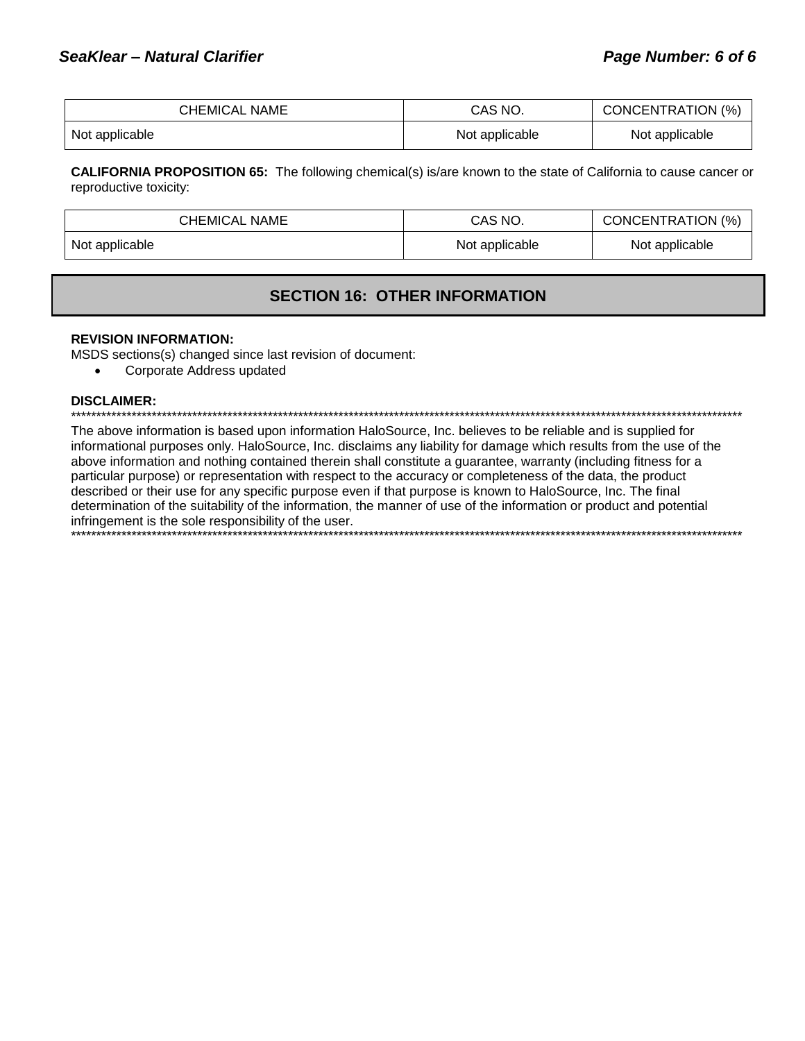| CHEMICAL NAME | CAS NO. | CONCENTRATION (%) |
|---|---|---|
| Not applicable | Not applicable | Not applicable |

**CALIFORNIA PROPOSITION 65:** The following chemical(s) is/are known to the state of California to cause cancer or reproductive toxicity:

| CHEMICAL NAME | CAS NO. | CONCENTRATION (%) |
|---|---|---|
| Not applicable | Not applicable | Not applicable |

## SECTION 16: OTHER INFORMATION

**REVISION INFORMATION:**

MSDS sections(s) changed since last revision of document:

- Corporate Address updated

**DISCLAIMER:**

*****************************************************************************************************************************************

The above information is based upon information HaloSource, Inc. believes to be reliable and is supplied for informational purposes only. HaloSource, Inc. disclaims any liability for damage which results from the use of the above information and nothing contained therein shall constitute a guarantee, warranty (including fitness for a particular purpose) or representation with respect to the accuracy or completeness of the data, the product described or their use for any specific purpose even if that purpose is known to HaloSource, Inc. The final determination of the suitability of the information, the manner of use of the information or product and potential infringement is the sole responsibility of the user.

*****************************************************************************************************************************************